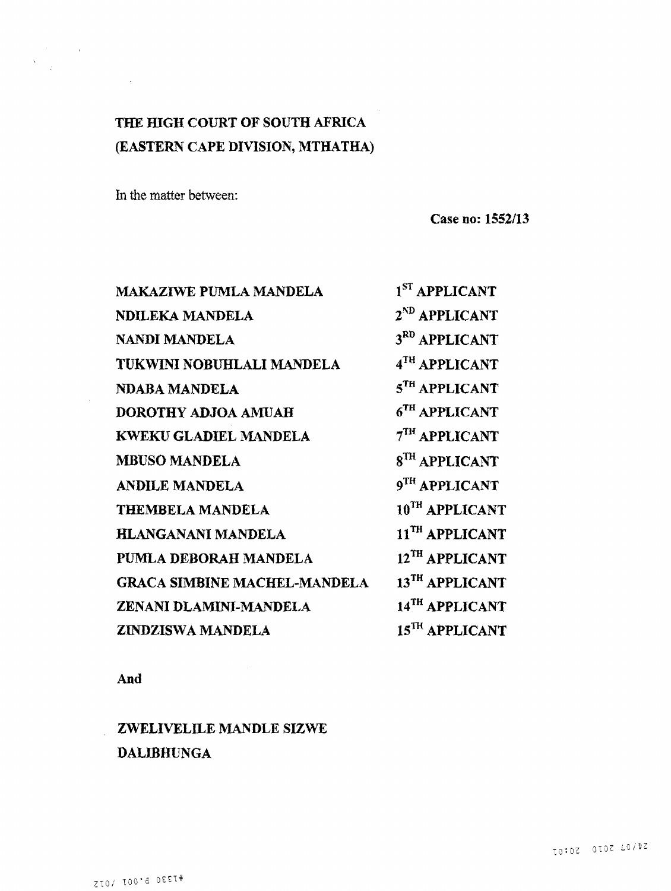**THE HIGH COURT OF SOUTH AFRICA**
**(EASTERN CAPE DIVISION, MTHATHA)**

In the matter between:

**Case no: 1552/13**

| | |
|---|---|
| **MAKAZIWE PUMLA MANDELA** | **1ST APPLICANT** |
| **NDILEKA MANDELA** | **2ND APPLICANT** |
| **NANDI MANDELA** | **3RD APPLICANT** |
| **TUKWINI NOBUHLALI MANDELA** | **4TH APPLICANT** |
| **NDABA MANDELA** | **5TH APPLICANT** |
| **DOROTHY ADJOA AMUAH** | **6TH APPLICANT** |
| **KWEKU GLADIEL MANDELA** | **7TH APPLICANT** |
| **MBUSO MANDELA** | **8TH APPLICANT** |
| **ANDILE MANDELA** | **9TH APPLICANT** |
| **THEMBELA MANDELA** | **10TH APPLICANT** |
| **HLANGANANI MANDELA** | **11TH APPLICANT** |
| **PUMLA DEBORAH MANDELA** | **12TH APPLICANT** |
| **GRACA SIMBINE MACHEL-MANDELA** | **13TH APPLICANT** |
| **ZENANI DLAMINI-MANDELA** | **14TH APPLICANT** |
| **ZINDZISWA MANDELA** | **15TH APPLICANT** |

**And**

**ZWELIVELILE MANDLE SIZWE DALIBHUNGA**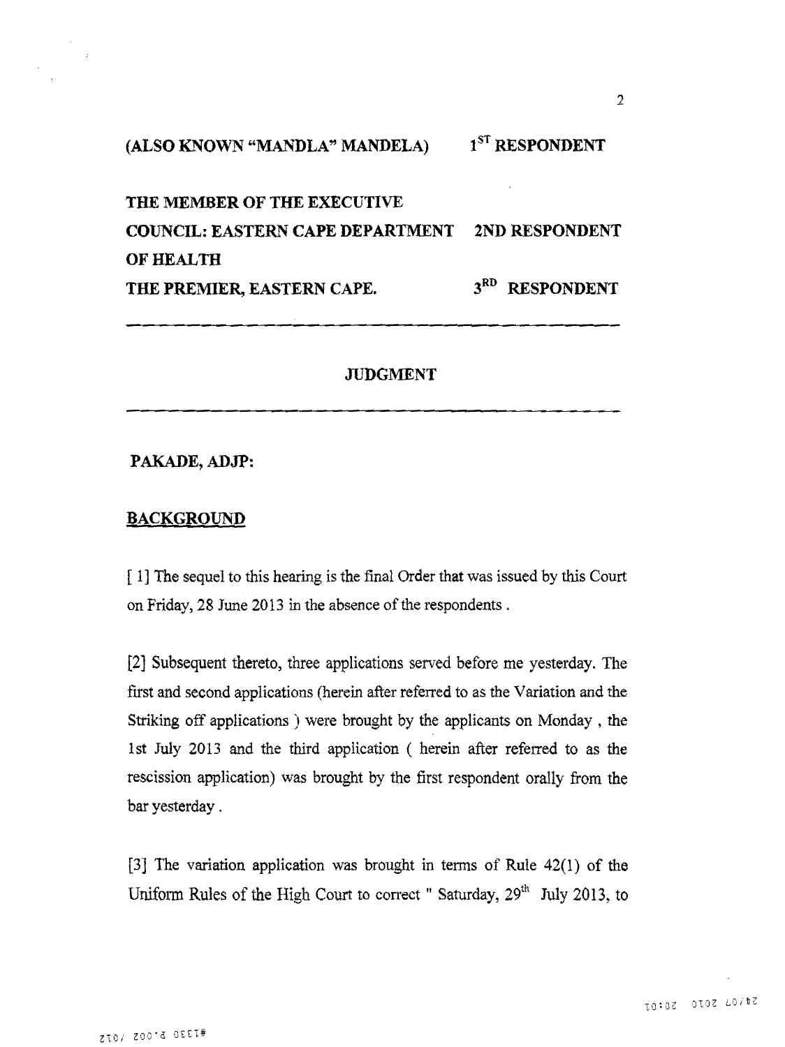(ALSO KNOWN "MANDLA" MANDELA) 1ST RESPONDENT

THE MEMBER OF THE EXECUTIVE COUNCIL: EASTERN CAPE DEPARTMENT OF HEALTH 2ND RESPONDENT

THE PREMIER, EASTERN CAPE. 3RD RESPONDENT

---

## JUDGMENT

---

**PAKADE, ADJP:**

**BACKGROUND**

[ 1] The sequel to this hearing is the final Order that was issued by this Court on Friday, 28 June 2013 in the absence of the respondents .

[2] Subsequent thereto, three applications served before me yesterday. The first and second applications (herein after referred to as the Variation and the Striking off applications ) were brought by the applicants on Monday , the 1st July 2013 and the third application ( herein after referred to as the rescission application) was brought by the first respondent orally from the bar yesterday .

[3] The variation application was brought in terms of Rule 42(1) of the Uniform Rules of the High Court to correct " Saturday, 29th July 2013, to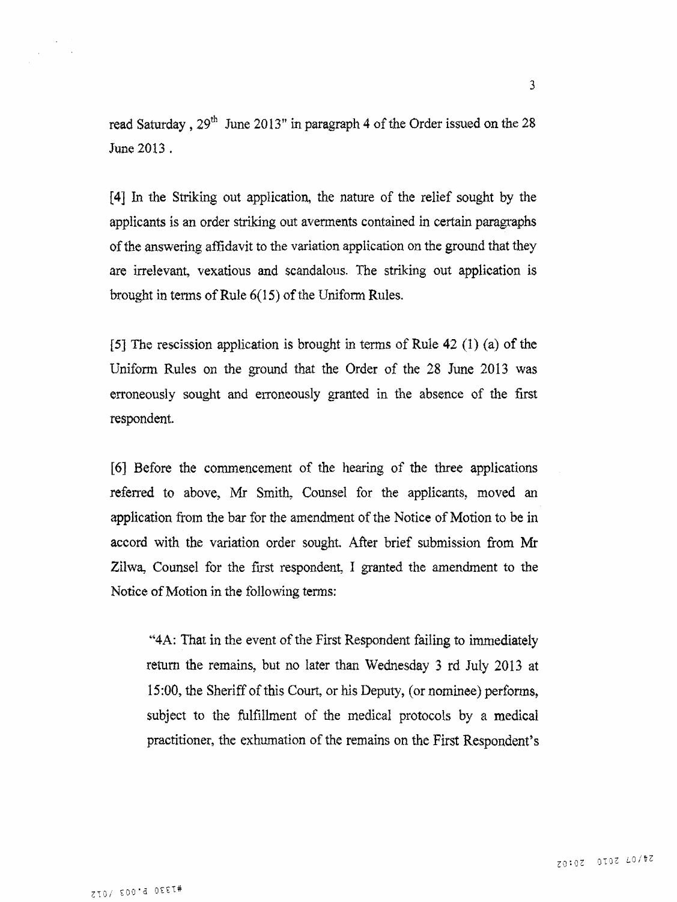read Saturday , 29th June 2013" in paragraph 4 of the Order issued on the 28 June 2013 .

[4] In the Striking out application, the nature of the relief sought by the applicants is an order striking out averments contained in certain paragraphs of the answering affidavit to the variation application on the ground that they are irrelevant, vexatious and scandalous. The striking out application is brought in terms of Rule 6(15) of the Uniform Rules.

[5] The rescission application is brought in terms of Rule 42 (1) (a) of the Uniform Rules on the ground that the Order of the 28 June 2013 was erroneously sought and erroneously granted in the absence of the first respondent.

[6] Before the commencement of the hearing of the three applications referred to above, Mr Smith, Counsel for the applicants, moved an application from the bar for the amendment of the Notice of Motion to be in accord with the variation order sought. After brief submission from Mr Zilwa, Counsel for the first respondent, I granted the amendment to the Notice of Motion in the following terms:

> "4A: That in the event of the First Respondent failing to immediately return the remains, but no later than Wednesday 3 rd July 2013 at 15:00, the Sheriff of this Court, or his Deputy, (or nominee) performs, subject to the fulfillment of the medical protocols by a medical practitioner, the exhumation of the remains on the First Respondent's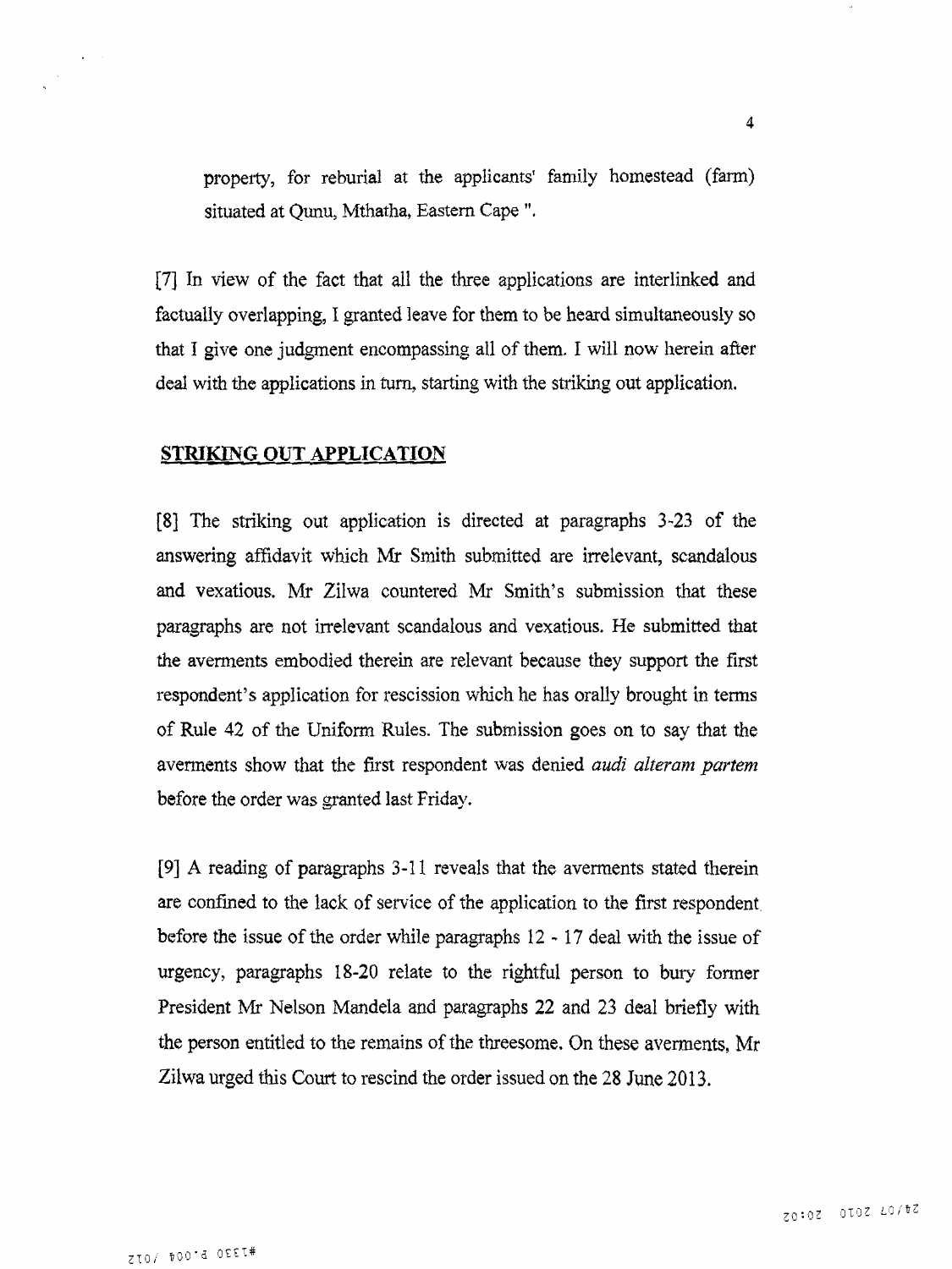property, for reburial at the applicants' family homestead (farm) situated at Qunu, Mthatha, Eastern Cape ".

[7] In view of the fact that all the three applications are interlinked and factually overlapping, I granted leave for them to be heard simultaneously so that I give one judgment encompassing all of them. I will now herein after deal with the applications in turn, starting with the striking out application.

## STRIKING OUT APPLICATION

[8] The striking out application is directed at paragraphs 3-23 of the answering affidavit which Mr Smith submitted are irrelevant, scandalous and vexatious. Mr Zilwa countered Mr Smith's submission that these paragraphs are not irrelevant scandalous and vexatious. He submitted that the averments embodied therein are relevant because they support the first respondent's application for rescission which he has orally brought in terms of Rule 42 of the Uniform Rules. The submission goes on to say that the averments show that the first respondent was denied *audi alteram partem* before the order was granted last Friday.

[9] A reading of paragraphs 3-11 reveals that the averments stated therein are confined to the lack of service of the application to the first respondent before the issue of the order while paragraphs 12 - 17 deal with the issue of urgency, paragraphs 18-20 relate to the rightful person to bury former President Mr Nelson Mandela and paragraphs 22 and 23 deal briefly with the person entitled to the remains of the threesome. On these averments, Mr Zilwa urged this Court to rescind the order issued on the 28 June 2013.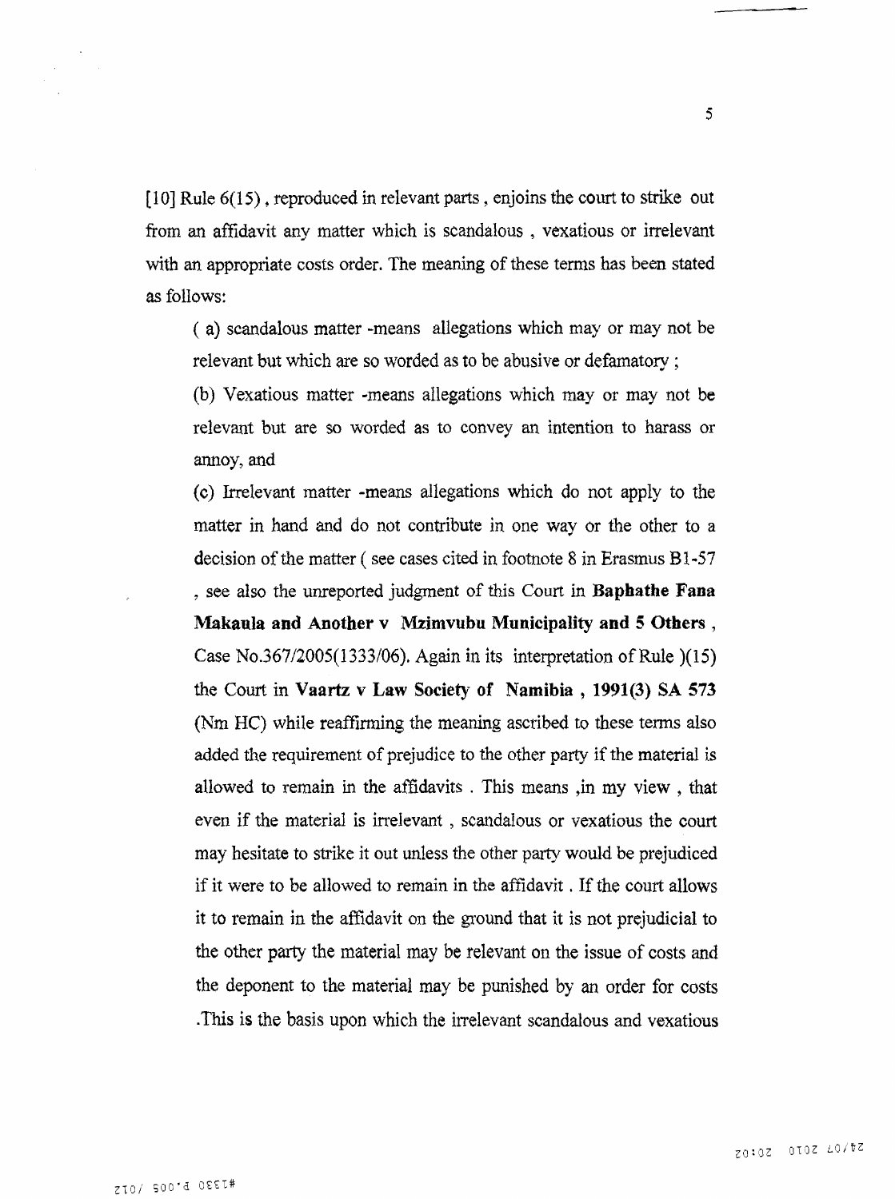[10] Rule 6(15) , reproduced in relevant parts , enjoins the court to strike out from an affidavit any matter which is scandalous , vexatious or irrelevant with an appropriate costs order. The meaning of these terms has been stated as follows:

( a) scandalous matter -means allegations which may or may not be relevant but which are so worded as to be abusive or defamatory ;

(b) Vexatious matter -means allegations which may or may not be relevant but are so worded as to convey an intention to harass or annoy, and

(c) Irrelevant matter -means allegations which do not apply to the matter in hand and do not contribute in one way or the other to a decision of the matter ( see cases cited in footnote 8 in Erasmus B1-57 , see also the unreported judgment of this Court in **Baphathe Fana Makaula and Another v Mzimvubu Municipality and 5 Others** , Case No.367/2005(1333/06). Again in its interpretation of Rule )(15) the Court in **Vaartz v Law Society of Namibia , 1991(3) SA 573** (Nm HC) while reaffirming the meaning ascribed to these terms also added the requirement of prejudice to the other party if the material is allowed to remain in the affidavits . This means ,in my view , that even if the material is irrelevant , scandalous or vexatious the court may hesitate to strike it out unless the other party would be prejudiced if it were to be allowed to remain in the affidavit . If the court allows it to remain in the affidavit on the ground that it is not prejudicial to the other party the material may be relevant on the issue of costs and the deponent to the material may be punished by an order for costs .This is the basis upon which the irrelevant scandalous and vexatious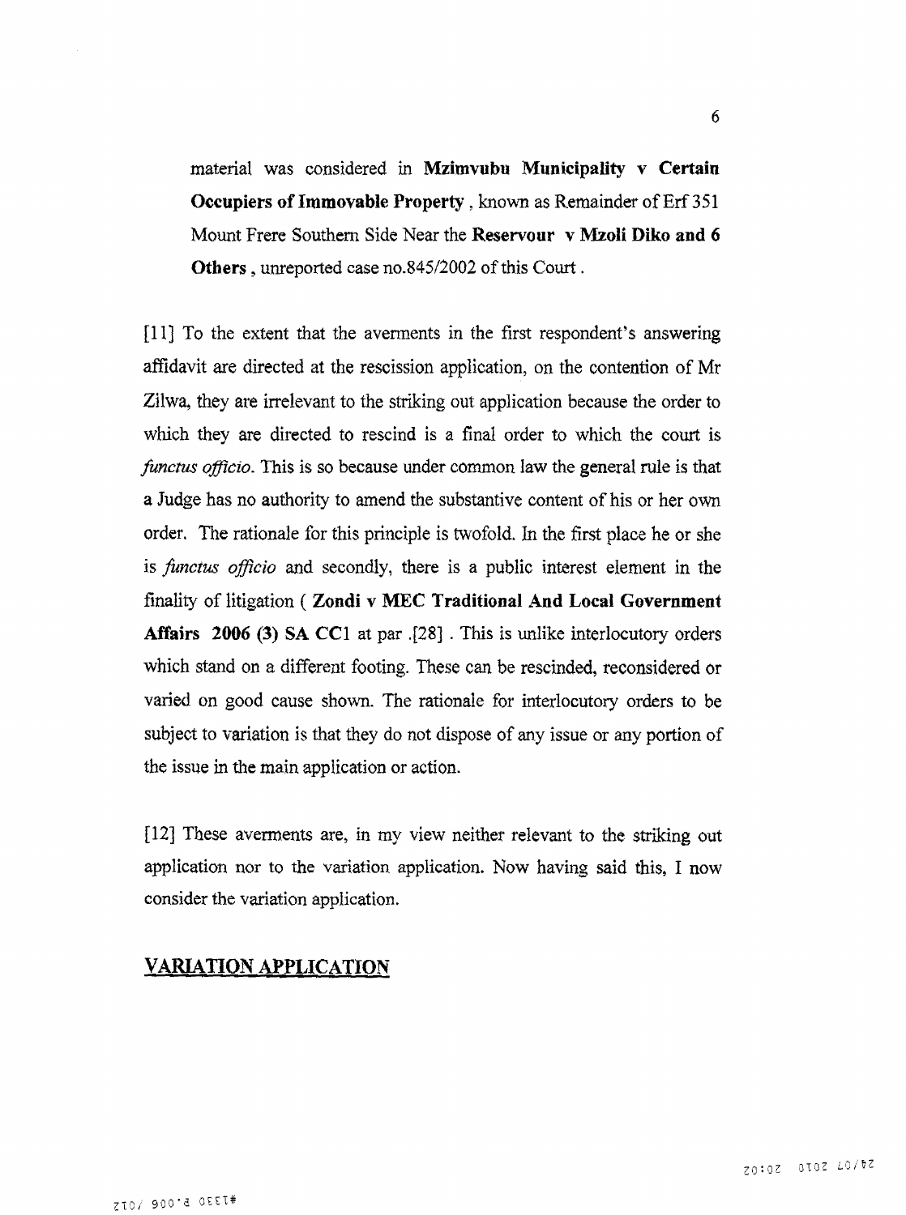material was considered in **Mzimvubu Municipality v Certain Occupiers of Immovable Property** , known as Remainder of Erf 351 Mount Frere Southern Side Near the **Reservour v Mzoli Diko and 6 Others** , unreported case no.845/2002 of this Court .

[11] To the extent that the averments in the first respondent's answering affidavit are directed at the rescission application, on the contention of Mr Zilwa, they are irrelevant to the striking out application because the order to which they are directed to rescind is a final order to which the court is *functus officio*. This is so because under common law the general rule is that a Judge has no authority to amend the substantive content of his or her own order. The rationale for this principle is twofold. In the first place he or she is *functus officio* and secondly, there is a public interest element in the finality of litigation ( **Zondi v MEC Traditional And Local Government Affairs 2006 (3) SA CC**1 at par .[28] . This is unlike interlocutory orders which stand on a different footing. These can be rescinded, reconsidered or varied on good cause shown. The rationale for interlocutory orders to be subject to variation is that they do not dispose of any issue or any portion of the issue in the main application or action.

[12] These averments are, in my view neither relevant to the striking out application nor to the variation application. Now having said this, I now consider the variation application.

## VARIATION APPLICATION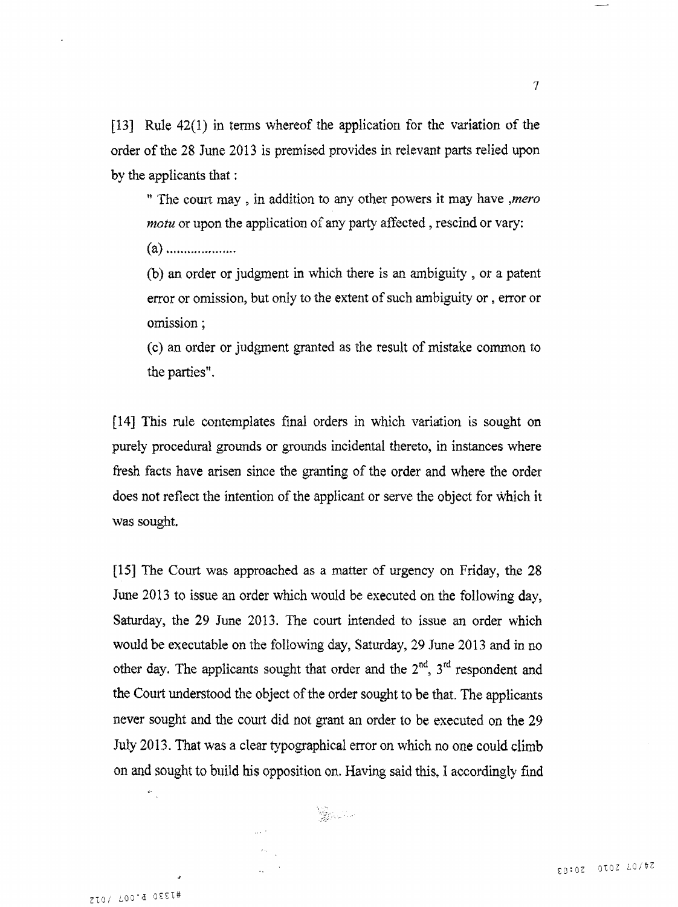[13] Rule 42(1) in terms whereof the application for the variation of the order of the 28 June 2013 is premised provides in relevant parts relied upon by the applicants that :

> " The court may , in addition to any other powers it may have ,*mero motu* or upon the application of any party affected , rescind or vary:
>
> (a) ....................
>
> (b) an order or judgment in which there is an ambiguity , or a patent error or omission, but only to the extent of such ambiguity or , error or omission ;
>
> (c) an order or judgment granted as the result of mistake common to the parties".

[14] This rule contemplates final orders in which variation is sought on purely procedural grounds or grounds incidental thereto, in instances where fresh facts have arisen since the granting of the order and where the order does not reflect the intention of the applicant or serve the object for which it was sought.

[15] The Court was approached as a matter of urgency on Friday, the 28 June 2013 to issue an order which would be executed on the following day, Saturday, the 29 June 2013. The court intended to issue an order which would be executable on the following day, Saturday, 29 June 2013 and in no other day. The applicants sought that order and the 2nd, 3rd respondent and the Court understood the object of the order sought to be that. The applicants never sought and the court did not grant an order to be executed on the 29 July 2013. That was a clear typographical error on which no one could climb on and sought to build his opposition on. Having said this, I accordingly find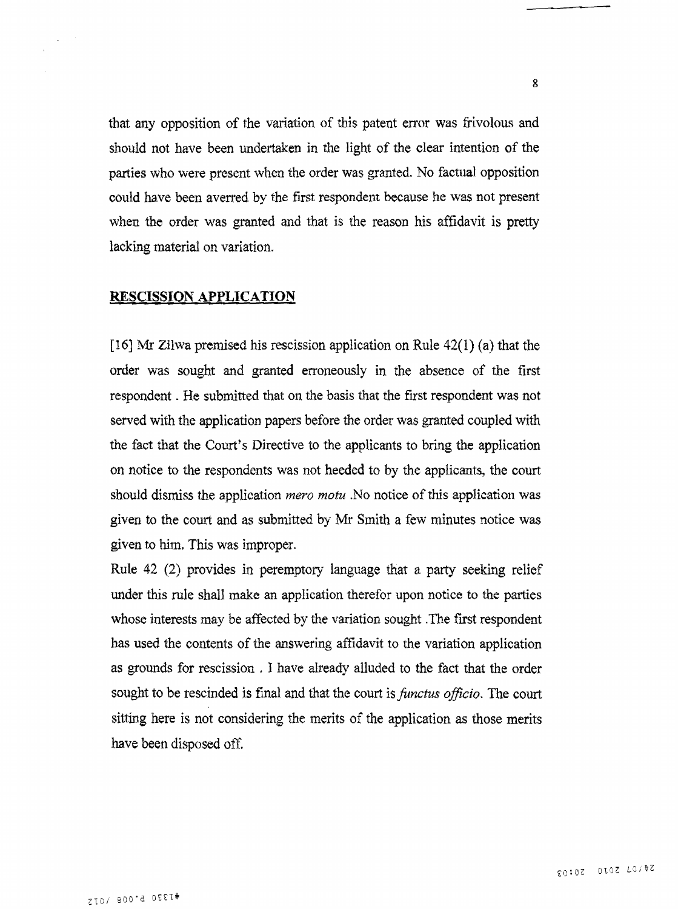that any opposition of the variation of this patent error was frivolous and should not have been undertaken in the light of the clear intention of the parties who were present when the order was granted. No factual opposition could have been averred by the first respondent because he was not present when the order was granted and that is the reason his affidavit is pretty lacking material on variation.

## RESCISSION APPLICATION

[16] Mr Zilwa premised his rescission application on Rule 42(1) (a) that the order was sought and granted erroneously in the absence of the first respondent . He submitted that on the basis that the first respondent was not served with the application papers before the order was granted coupled with the fact that the Court's Directive to the applicants to bring the application on notice to the respondents was not heeded to by the applicants, the court should dismiss the application *mero motu* .No notice of this application was given to the court and as submitted by Mr Smith a few minutes notice was given to him. This was improper.

Rule 42 (2) provides in peremptory language that a party seeking relief under this rule shall make an application therefor upon notice to the parties whose interests may be affected by the variation sought .The first respondent has used the contents of the answering affidavit to the variation application as grounds for rescission . I have already alluded to the fact that the order sought to be rescinded is final and that the court is *functus officio*. The court sitting here is not considering the merits of the application as those merits have been disposed off.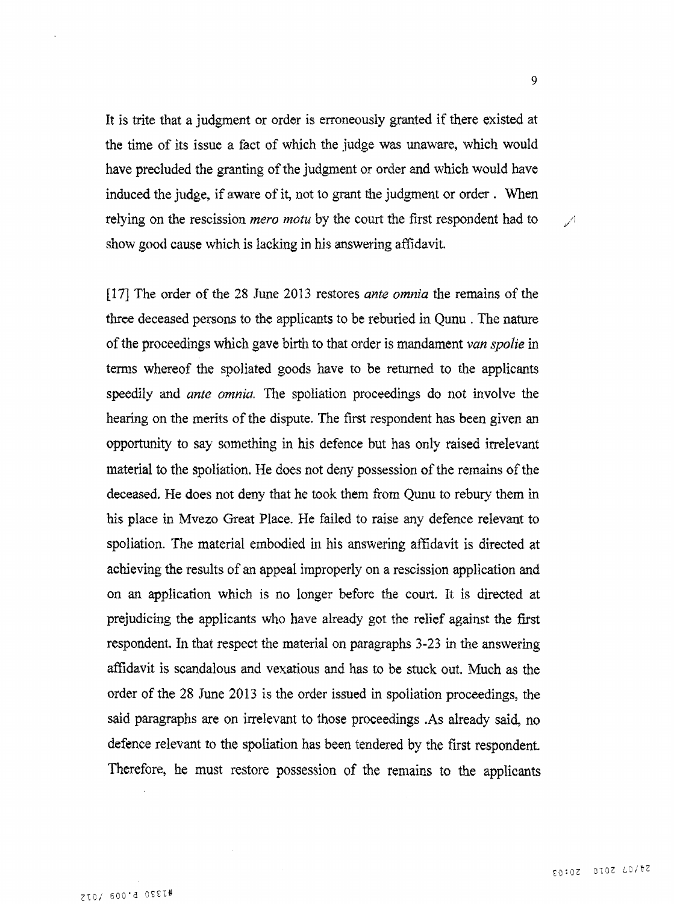It is trite that a judgment or order is erroneously granted if there existed at the time of its issue a fact of which the judge was unaware, which would have precluded the granting of the judgment or order and which would have induced the judge, if aware of it, not to grant the judgment or order . When relying on the rescission *mero motu* by the court the first respondent had to show good cause which is lacking in his answering affidavit.

[17] The order of the 28 June 2013 restores *ante omnia* the remains of the three deceased persons to the applicants to be reburied in Qunu . The nature of the proceedings which gave birth to that order is mandament *van spolie* in terms whereof the spoliated goods have to be returned to the applicants speedily and *ante omnia.* The spoliation proceedings do not involve the hearing on the merits of the dispute. The first respondent has been given an opportunity to say something in his defence but has only raised irrelevant material to the spoliation. He does not deny possession of the remains of the deceased. He does not deny that he took them from Qunu to rebury them in his place in Mvezo Great Place. He failed to raise any defence relevant to spoliation. The material embodied in his answering affidavit is directed at achieving the results of an appeal improperly on a rescission application and on an application which is no longer before the court. It is directed at prejudicing the applicants who have already got the relief against the first respondent. In that respect the material on paragraphs 3-23 in the answering affidavit is scandalous and vexatious and has to be stuck out. Much as the order of the 28 June 2013 is the order issued in spoliation proceedings, the said paragraphs are on irrelevant to those proceedings .As already said, no defence relevant to the spoliation has been tendered by the first respondent. Therefore, he must restore possession of the remains to the applicants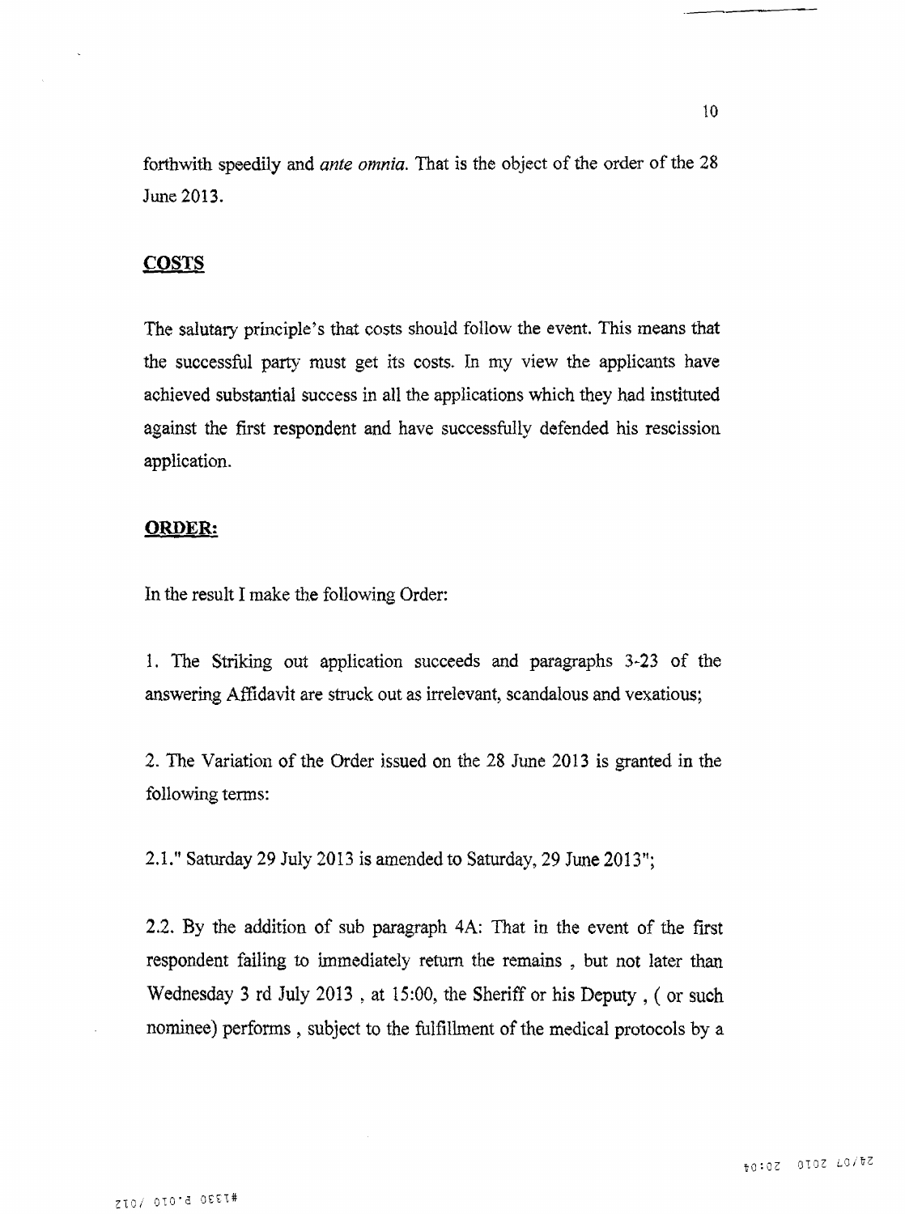forthwith speedily and *ante omnia*. That is the object of the order of the 28 June 2013.

## COSTS

The salutary principle's that costs should follow the event. This means that the successful party must get its costs. In my view the applicants have achieved substantial success in all the applications which they had instituted against the first respondent and have successfully defended his rescission application.

## ORDER:

In the result I make the following Order:

1. The Striking out application succeeds and paragraphs 3-23 of the answering Affidavit are struck out as irrelevant, scandalous and vexatious;

2. The Variation of the Order issued on the 28 June 2013 is granted in the following terms:

2.1." Saturday 29 July 2013 is amended to Saturday, 29 June 2013";

2.2. By the addition of sub paragraph 4A: That in the event of the first respondent failing to immediately return the remains , but not later than Wednesday 3 rd July 2013 , at 15:00, the Sheriff or his Deputy , ( or such nominee) performs , subject to the fulfillment of the medical protocols by a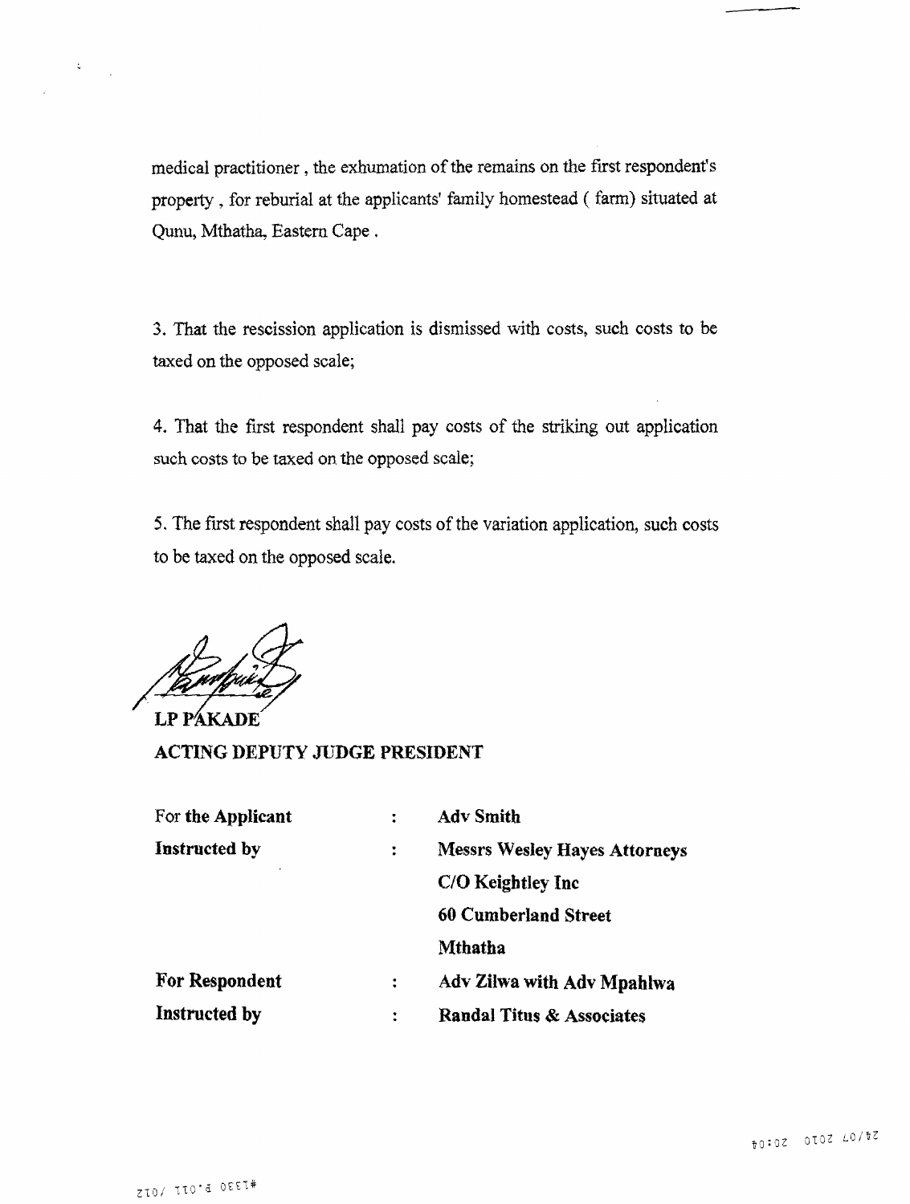medical practitioner , the exhumation of the remains on the first respondent's property , for reburial at the applicants' family homestead ( farm) situated at Qunu, Mthatha, Eastern Cape .

3. That the rescission application is dismissed with costs, such costs to be taxed on the opposed scale;

4. That the first respondent shall pay costs of the striking out application such costs to be taxed on the opposed scale;

5. The first respondent shall pay costs of the variation application, such costs to be taxed on the opposed scale.

**LP PAKADE**

**ACTING DEPUTY JUDGE PRESIDENT**

| | | |
|---|---|---|
| For **the Applicant** | : | **Adv Smith** |
| **Instructed by** | : | **Messrs Wesley Hayes Attorneys** |
| | | **C/O Keightley Inc** |
| | | **60 Cumberland Street** |
| | | **Mthatha** |
| **For Respondent** | : | **Adv Zilwa with Adv Mpahlwa** |
| **Instructed by** | : | **Randal Titus & Associates** |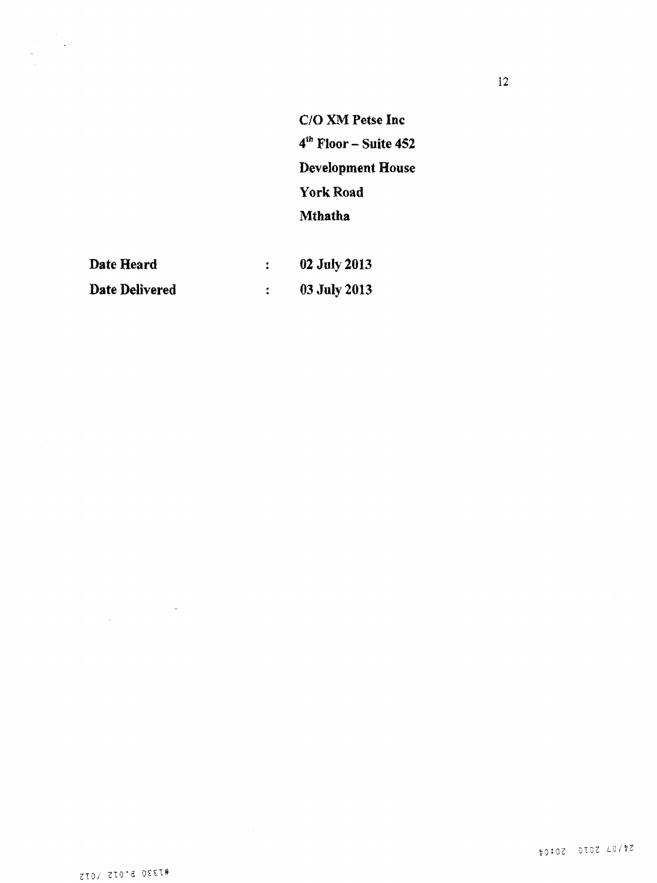**C/O XM Petse Inc**
**4th Floor – Suite 452**
**Development House**
**York Road**
**Mthatha**

| | | |
|---|---|---|
| **Date Heard** | : | **02 July 2013** |
| **Date Delivered** | : | **03 July 2013** |